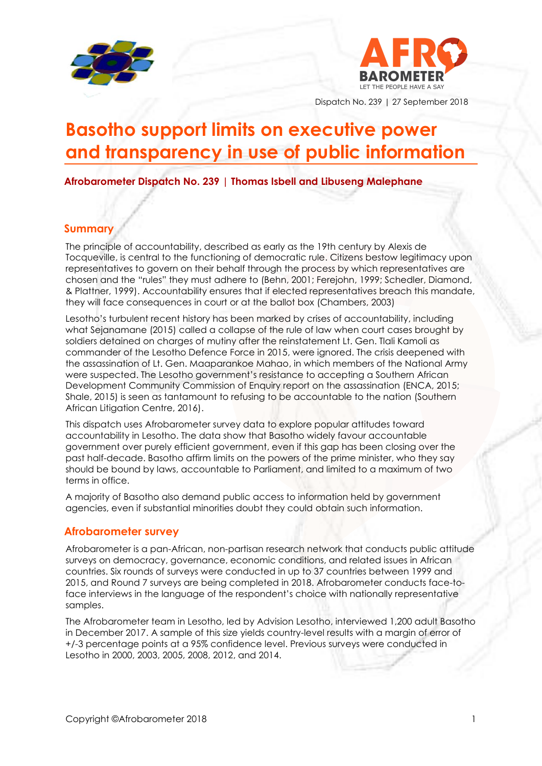Dispatch No. 239 | 27 September 2018

# Basotho support limits on executive power and transparency in use of public information

**Afrobarometer Dispatch No. 239 | Thomas Isbell and Libuseng Malephane**

## Summary

The principle of accountability, described as early as the 19th century by Alexis de Tocqueville, is central to the functioning of democratic rule. Citizens bestow legitimacy upon representatives to govern on their behalf through the process by which representatives are chosen and the "rules" they must adhere to (Behn, 2001; Ferejohn, 1999; Schedler, Diamond, & Plattner, 1999). Accountability ensures that if elected representatives breach this mandate, they will face consequences in court or at the ballot box (Chambers, 2003)

Lesotho's turbulent recent history has been marked by crises of accountability, including what Sejanamane (2015) called a collapse of the rule of law when court cases brought by soldiers detained on charges of mutiny after the reinstatement Lt. Gen. Tlali Kamoli as commander of the Lesotho Defence Force in 2015, were ignored. The crisis deepened with the assassination of Lt. Gen. Maaparankoe Mahao, in which members of the National Army were suspected. The Lesotho government's resistance to accepting a Southern African Development Community Commission of Enquiry report on the assassination (ENCA, 2015; Shale, 2015) is seen as tantamount to refusing to be accountable to the nation (Southern African Litigation Centre, 2016).

This dispatch uses Afrobarometer survey data to explore popular attitudes toward accountability in Lesotho. The data show that Basotho widely favour accountable government over purely efficient government, even if this gap has been closing over the past half-decade. Basotho affirm limits on the powers of the prime minister, who they say should be bound by laws, accountable to Parliament, and limited to a maximum of two terms in office.

A majority of Basotho also demand public access to information held by government agencies, even if substantial minorities doubt they could obtain such information.

## Afrobarometer survey

Afrobarometer is a pan-African, non-partisan research network that conducts public attitude surveys on democracy, governance, economic conditions, and related issues in African countries. Six rounds of surveys were conducted in up to 37 countries between 1999 and 2015, and Round 7 surveys are being completed in 2018. Afrobarometer conducts face-to-face interviews in the language of the respondent's choice with nationally representative samples.

The Afrobarometer team in Lesotho, led by Advision Lesotho, interviewed 1,200 adult Basotho in December 2017. A sample of this size yields country-level results with a margin of error of +/-3 percentage points at a 95% confidence level. Previous surveys were conducted in Lesotho in 2000, 2003, 2005, 2008, 2012, and 2014.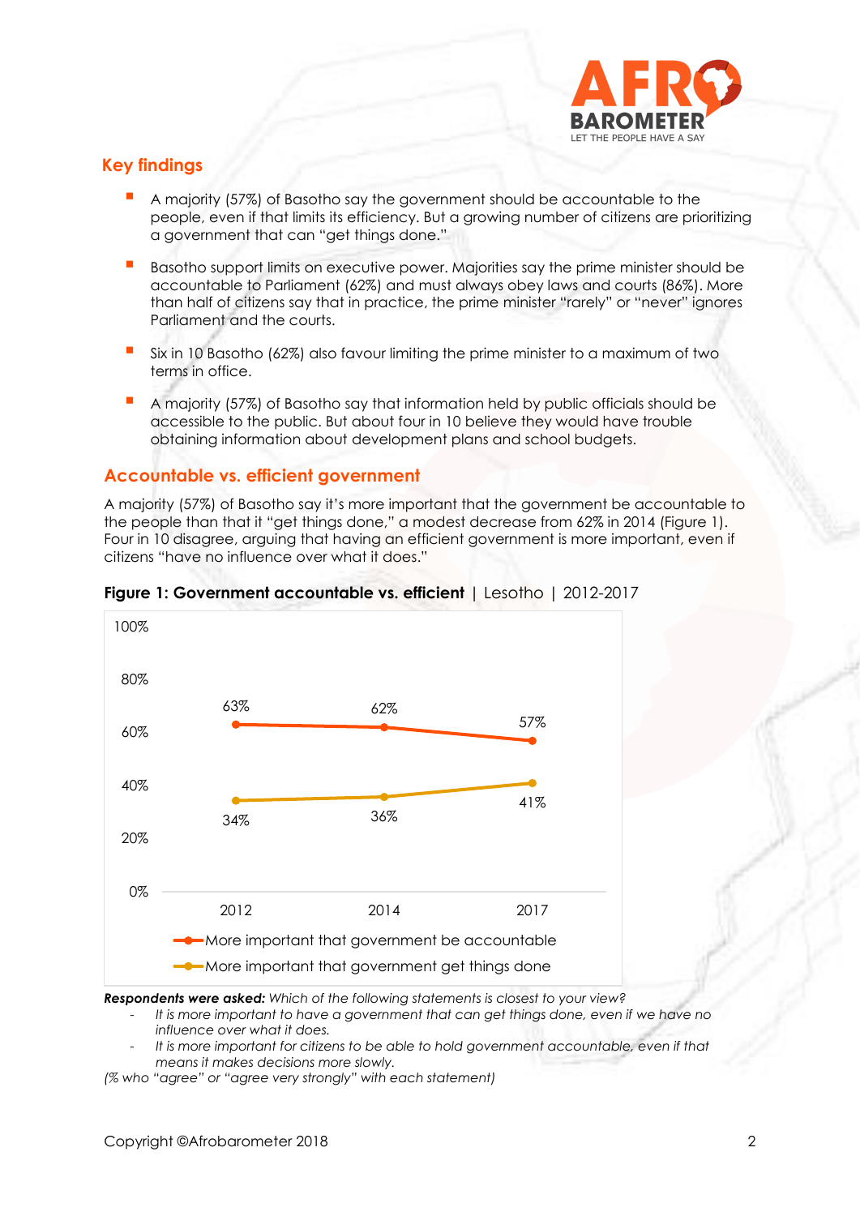## Key findings

- A majority (57%) of Basotho say the government should be accountable to the people, even if that limits its efficiency. But a growing number of citizens are prioritizing a government that can "get things done."
- Basotho support limits on executive power. Majorities say the prime minister should be accountable to Parliament (62%) and must always obey laws and courts (86%). More than half of citizens say that in practice, the prime minister "rarely" or "never" ignores Parliament and the courts.
- Six in 10 Basotho (62%) also favour limiting the prime minister to a maximum of two terms in office.
- A majority (57%) of Basotho say that information held by public officials should be accessible to the public. But about four in 10 believe they would have trouble obtaining information about development plans and school budgets.

## Accountable vs. efficient government

A majority (57%) of Basotho say it's more important that the government be accountable to the people than that it "get things done," a modest decrease from 62% in 2014 (Figure 1). Four in 10 disagree, arguing that having an efficient government is more important, even if citizens "have no influence over what it does."

**Figure 1: Government accountable vs. efficient** | Lesotho | 2012-2017

100%
80%
60%
40%
20%
0%

2012: 63%, 34%
2014: 62%, 36%
2017: 57%, 41%

More important that government be accountable
More important that government get things done

***Respondents were asked:*** *Which of the following statements is closest to your view?*
- *It is more important to have a government that can get things done, even if we have no influence over what it does.*
- *It is more important for citizens to be able to hold government accountable, even if that means it makes decisions more slowly.*

*(% who "agree" or "agree very strongly" with each statement)*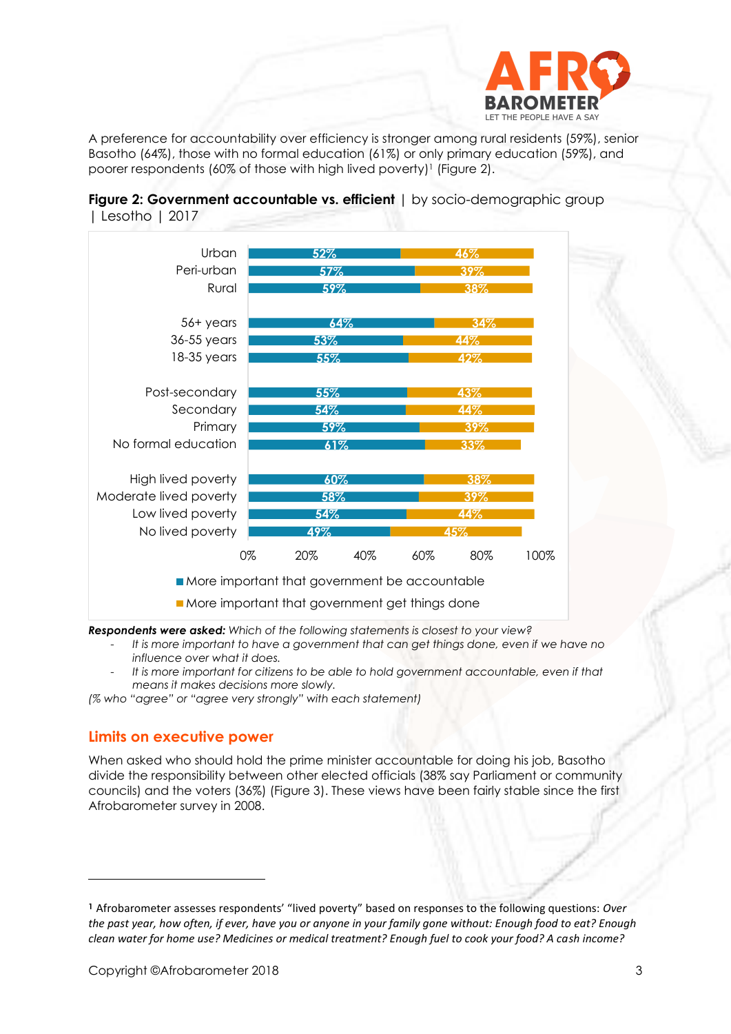A preference for accountability over efficiency is stronger among rural residents (59%), senior Basotho (64%), those with no formal education (61%) or only primary education (59%), and poorer respondents (60% of those with high lived poverty)[1] (Figure 2).

**Figure 2: Government accountable vs. efficient** | by socio-demographic group | Lesotho | 2017

Urban 52% 46%
Peri-urban 57% 39%
Rural 59% 38%

56+ years 64% 34%
36-55 years 53% 44%
18-35 years 55% 42%

Post-secondary 55% 43%
Secondary 54% 44%
Primary 59% 39%
No formal education 61% 33%

High lived poverty 60% 38%
Moderate lived poverty 58% 39%
Low lived poverty 54% 44%
No lived poverty 49% 45%

0% 20% 40% 60% 80% 100%

More important that government be accountable

More important that government get things done

***Respondents were asked:*** *Which of the following statements is closest to your view?*

- *It is more important to have a government that can get things done, even if we have no influence over what it does.*
- *It is more important for citizens to be able to hold government accountable, even if that means it makes decisions more slowly.*

*(% who "agree" or "agree very strongly" with each statement)*

## Limits on executive power

When asked who should hold the prime minister accountable for doing his job, Basotho divide the responsibility between other elected officials (38% say Parliament or community councils) and the voters (36%) (Figure 3). These views have been fairly stable since the first Afrobarometer survey in 2008.

[1] Afrobarometer assesses respondents' "lived poverty" based on responses to the following questions: *Over the past year, how often, if ever, have you or anyone in your family gone without: Enough food to eat? Enough clean water for home use? Medicines or medical treatment? Enough fuel to cook your food? A cash income?*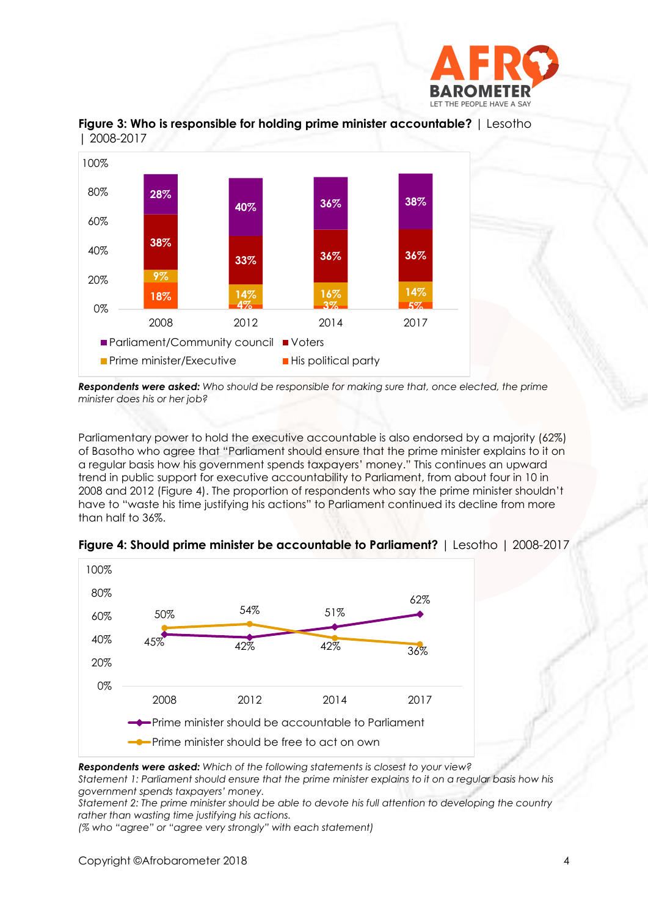**Figure 3: Who is responsible for holding prime minister accountable?** | Lesotho | 2008-2017

| | 2008 | 2012 | 2014 | 2017 |
|---|---|---|---|---|
| Parliament/Community council | 28% | 40% | 36% | 38% |
| Voters | 38% | 33% | 36% | 36% |
| Prime minister/Executive | 9% | 14% | 16% | 14% |
| His political party | 18% | 4% | 3% | 5% |

***Respondents were asked:*** *Who should be responsible for making sure that, once elected, the prime minister does his or her job?*

Parliamentary power to hold the executive accountable is also endorsed by a majority (62%) of Basotho who agree that "Parliament should ensure that the prime minister explains to it on a regular basis how his government spends taxpayers' money." This continues an upward trend in public support for executive accountability to Parliament, from about four in 10 in 2008 and 2012 (Figure 4). The proportion of respondents who say the prime minister shouldn't have to "waste his time justifying his actions" to Parliament continued its decline from more than half to 36%.

**Figure 4: Should prime minister be accountable to Parliament?** | Lesotho | 2008-2017

| | 2008 | 2012 | 2014 | 2017 |
|---|---|---|---|---|
| Prime minister should be accountable to Parliament | 45% | 42% | 51% | 62% |
| Prime minister should be free to act on own | 50% | 54% | 42% | 36% |

***Respondents were asked:*** *Which of the following statements is closest to your view?*
*Statement 1: Parliament should ensure that the prime minister explains to it on a regular basis how his government spends taxpayers' money.*
*Statement 2: The prime minister should be able to devote his full attention to developing the country rather than wasting time justifying his actions.*
*(% who "agree" or "agree very strongly" with each statement)*

Copyright ©Afrobarometer 2018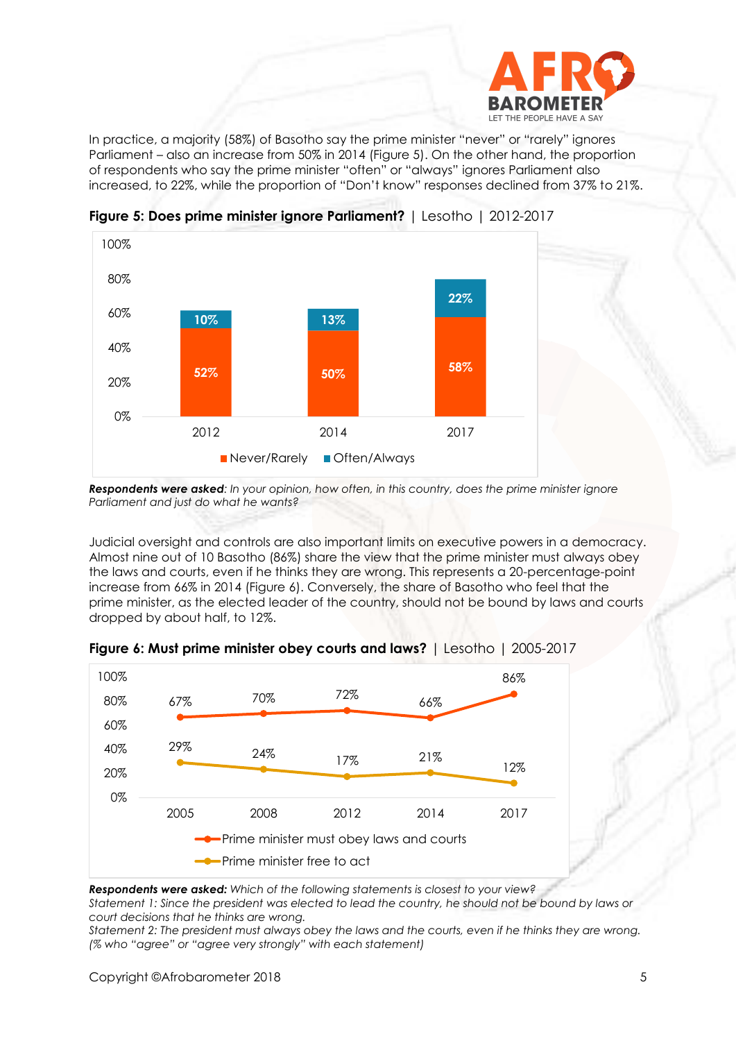In practice, a majority (58%) of Basotho say the prime minister "never" or "rarely" ignores Parliament – also an increase from 50% in 2014 (Figure 5). On the other hand, the proportion of respondents who say the prime minister "often" or "always" ignores Parliament also increased, to 22%, while the proportion of "Don't know" responses declined from 37% to 21%.

**Figure 5: Does prime minister ignore Parliament?** | Lesotho | 2012-2017

100%
80%
60%
40%
20%
0%

2012: 52%, 10%
2014: 50%, 13%
2017: 58%, 22%

Never/Rarely
Often/Always

***Respondents were asked**: In your opinion, how often, in this country, does the prime minister ignore Parliament and just do what he wants?*

Judicial oversight and controls are also important limits on executive powers in a democracy. Almost nine out of 10 Basotho (86%) share the view that the prime minister must always obey the laws and courts, even if he thinks they are wrong. This represents a 20-percentage-point increase from 66% in 2014 (Figure 6). Conversely, the share of Basotho who feel that the prime minister, as the elected leader of the country, should not be bound by laws and courts dropped by about half, to 12%.

**Figure 6: Must prime minister obey courts and laws?** | Lesotho | 2005-2017

100%
80%
60%
40%
20%
0%

2005: 67%, 29%
2008: 70%, 24%
2012: 72%, 17%
2014: 66%, 21%
2017: 86%, 12%

Prime minister must obey laws and courts
Prime minister free to act

***Respondents were asked:** Which of the following statements is closest to your view?*
*Statement 1: Since the president was elected to lead the country, he should not be bound by laws or court decisions that he thinks are wrong.*
*Statement 2: The president must always obey the laws and the courts, even if he thinks they are wrong.*
*(% who "agree" or "agree very strongly" with each statement)*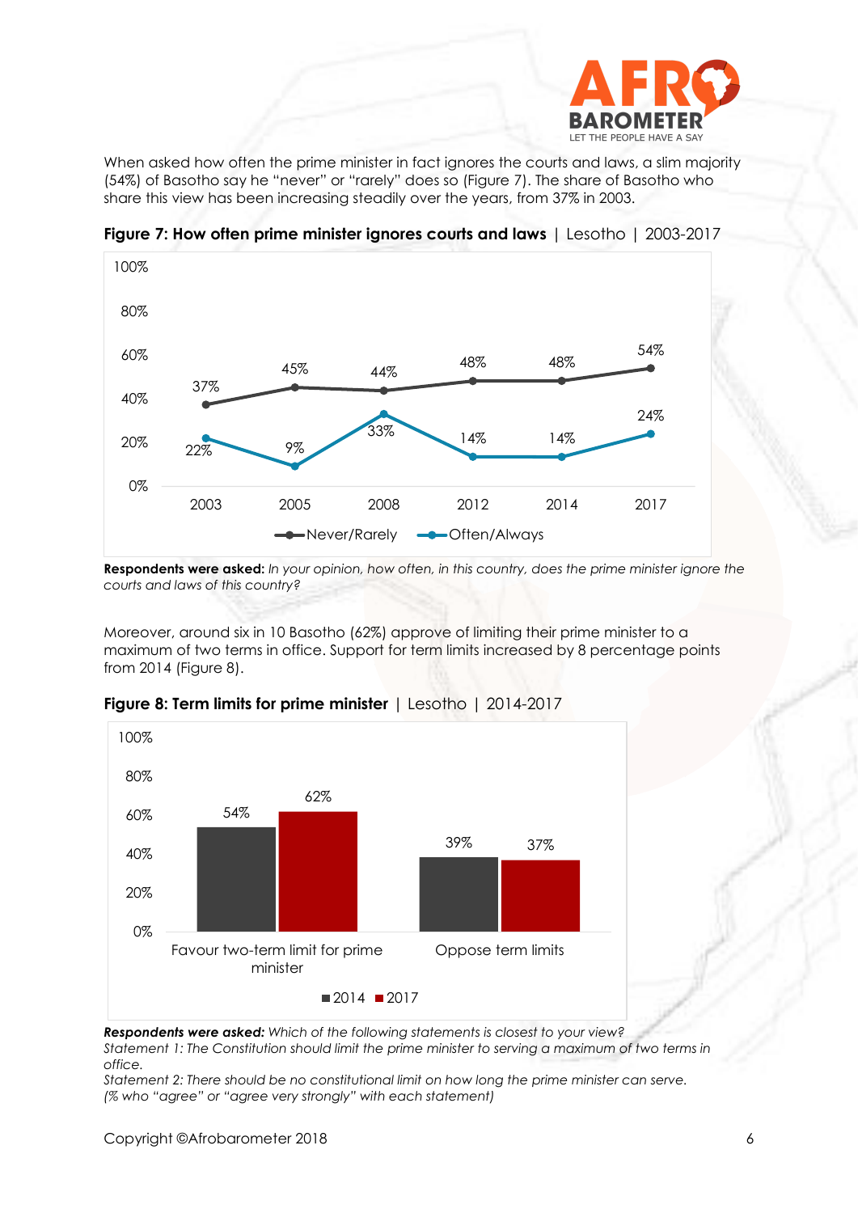When asked how often the prime minister in fact ignores the courts and laws, a slim majority (54%) of Basotho say he "never" or "rarely" does so (Figure 7). The share of Basotho who share this view has been increasing steadily over the years, from 37% in 2003.

**Figure 7: How often prime minister ignores courts and laws** | Lesotho | 2003-2017

100%
80%
60%
40%
20%
0%

2003 2005 2008 2012 2014 2017

Never/Rarely: 37% 45% 44% 48% 48% 54%

Often/Always: 22% 9% 33% 14% 14% 24%

**Respondents were asked:** *In your opinion, how often, in this country, does the prime minister ignore the courts and laws of this country?*

Moreover, around six in 10 Basotho (62%) approve of limiting their prime minister to a maximum of two terms in office. Support for term limits increased by 8 percentage points from 2014 (Figure 8).

**Figure 8: Term limits for prime minister** | Lesotho | 2014-2017

100%
80%
60%
40%
20%
0%

Favour two-term limit for prime minister: 54% 62%

Oppose term limits: 39% 37%

2014 2017

***Respondents were asked:*** *Which of the following statements is closest to your view?*
*Statement 1: The Constitution should limit the prime minister to serving a maximum of two terms in office.*
*Statement 2: There should be no constitutional limit on how long the prime minister can serve.*
*(% who "agree" or "agree very strongly" with each statement)*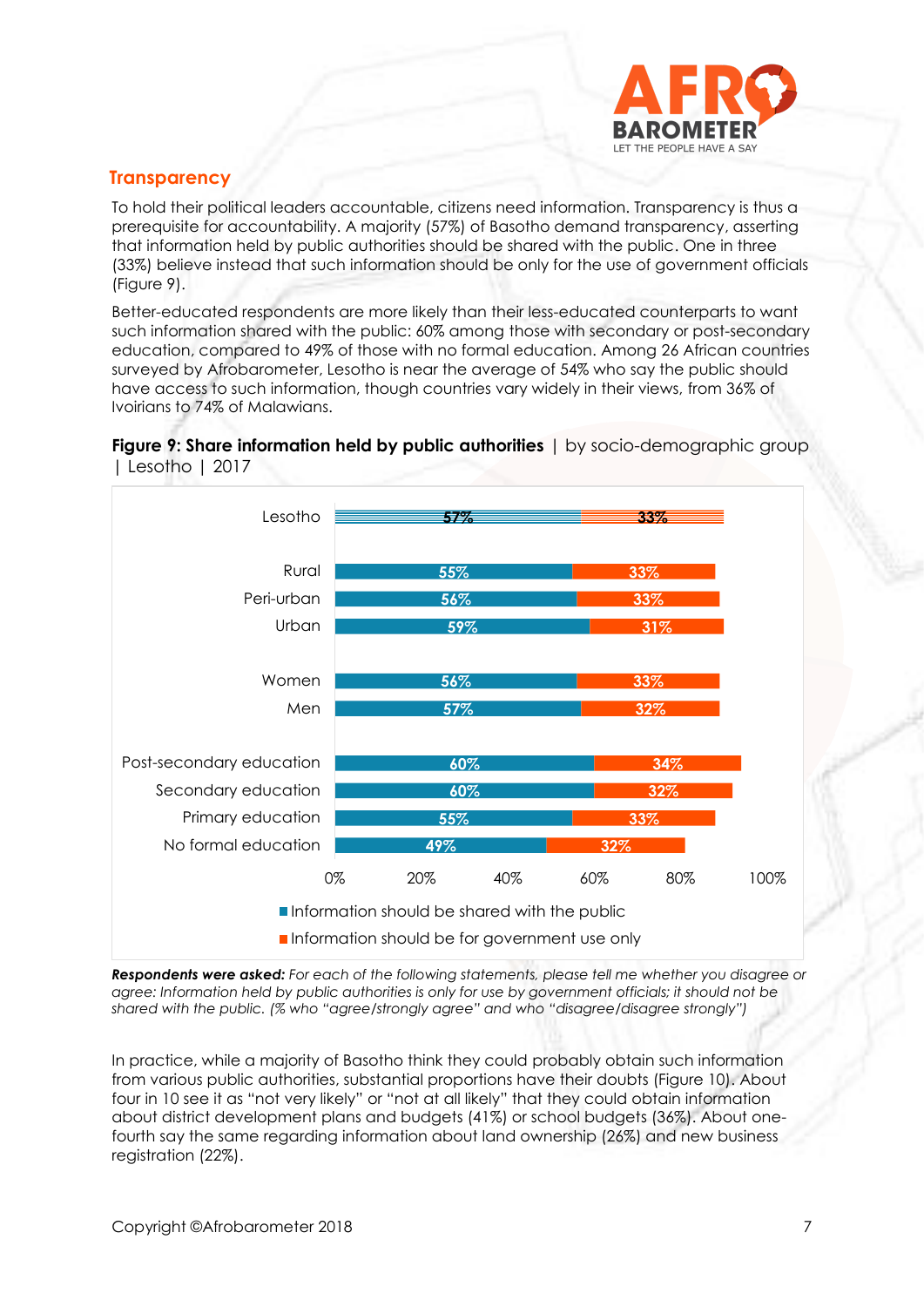## Transparency

To hold their political leaders accountable, citizens need information. Transparency is thus a prerequisite for accountability. A majority (57%) of Basotho demand transparency, asserting that information held by public authorities should be shared with the public. One in three (33%) believe instead that such information should be only for the use of government officials (Figure 9).

Better-educated respondents are more likely than their less-educated counterparts to want such information shared with the public: 60% among those with secondary or post-secondary education, compared to 49% of those with no formal education. Among 26 African countries surveyed by Afrobarometer, Lesotho is near the average of 54% who say the public should have access to such information, though countries vary widely in their views, from 36% of Ivoirians to 74% of Malawians.

**Figure 9: Share information held by public authorities** | by socio-demographic group | Lesotho | 2017

Lesotho 57% 33%
Rural 55% 33%
Peri-urban 56% 33%
Urban 59% 31%
Women 56% 33%
Men 57% 32%
Post-secondary education 60% 34%
Secondary education 60% 32%
Primary education 55% 33%
No formal education 49% 32%

0% 20% 40% 60% 80% 100%

Information should be shared with the public
Information should be for government use only

***Respondents were asked:*** *For each of the following statements, please tell me whether you disagree or agree: Information held by public authorities is only for use by government officials; it should not be shared with the public. (% who "agree/strongly agree" and who "disagree/disagree strongly")*

In practice, while a majority of Basotho think they could probably obtain such information from various public authorities, substantial proportions have their doubts (Figure 10). About four in 10 see it as "not very likely" or "not at all likely" that they could obtain information about district development plans and budgets (41%) or school budgets (36%). About one-fourth say the same regarding information about land ownership (26%) and new business registration (22%).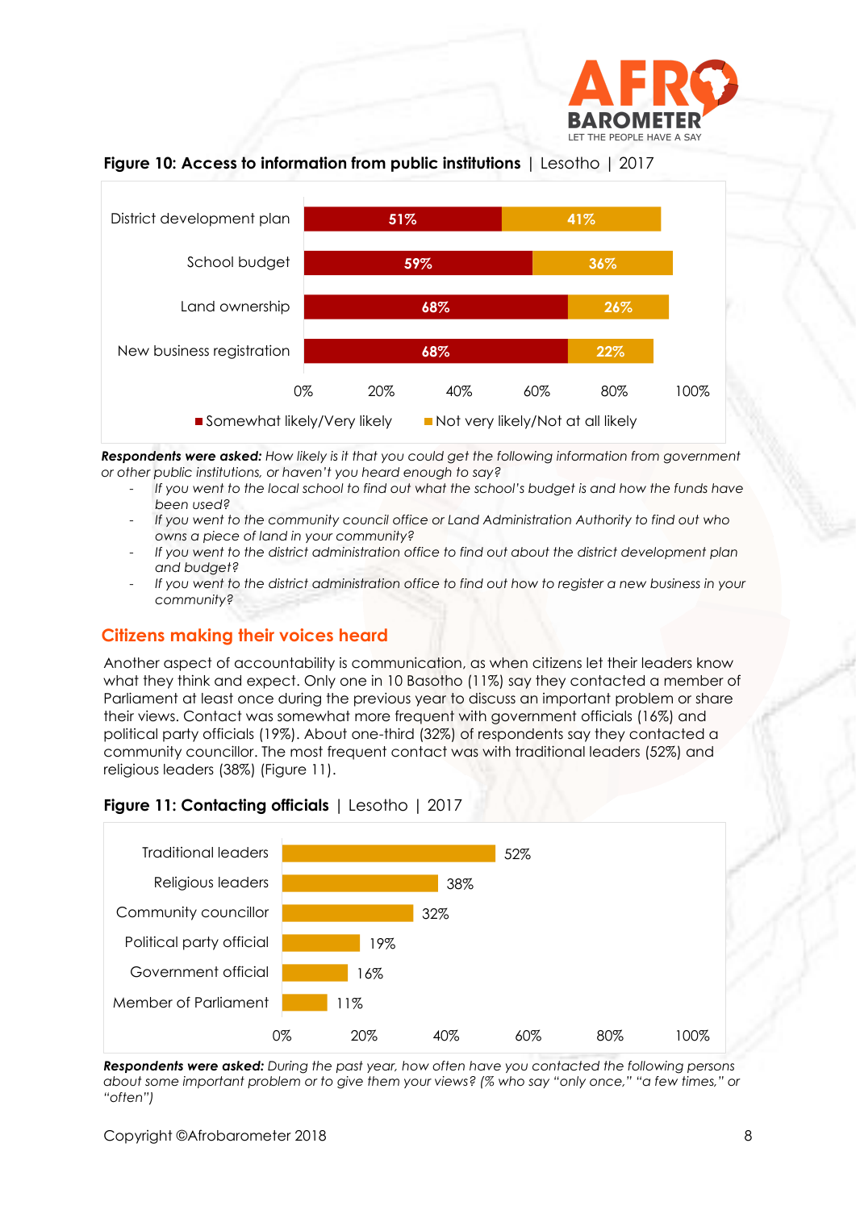**Figure 10: Access to information from public institutions** | Lesotho | 2017

District development plan 51% 41%

School budget 59% 36%

Land ownership 68% 26%

New business registration 68% 22%

0% 20% 40% 60% 80% 100%

Somewhat likely/Very likely
Not very likely/Not at all likely

***Respondents were asked:*** *How likely is it that you could get the following information from government or other public institutions, or haven't you heard enough to say?*

- *If you went to the local school to find out what the school's budget is and how the funds have been used?*
- *If you went to the community council office or Land Administration Authority to find out who owns a piece of land in your community?*
- *If you went to the district administration office to find out about the district development plan and budget?*
- *If you went to the district administration office to find out how to register a new business in your community?*

## Citizens making their voices heard

Another aspect of accountability is communication, as when citizens let their leaders know what they think and expect. Only one in 10 Basotho (11%) say they contacted a member of Parliament at least once during the previous year to discuss an important problem or share their views. Contact was somewhat more frequent with government officials (16%) and political party officials (19%). About one-third (32%) of respondents say they contacted a community councillor. The most frequent contact was with traditional leaders (52%) and religious leaders (38%) (Figure 11).

**Figure 11: Contacting officials** | Lesotho | 2017

Traditional leaders 52%

Religious leaders 38%

Community councillor 32%

Political party official 19%

Government official 16%

Member of Parliament 11%

0% 20% 40% 60% 80% 100%

***Respondents were asked:*** *During the past year, how often have you contacted the following persons about some important problem or to give them your views? (% who say "only once," "a few times," or "often")*

Copyright ©Afrobarometer 2018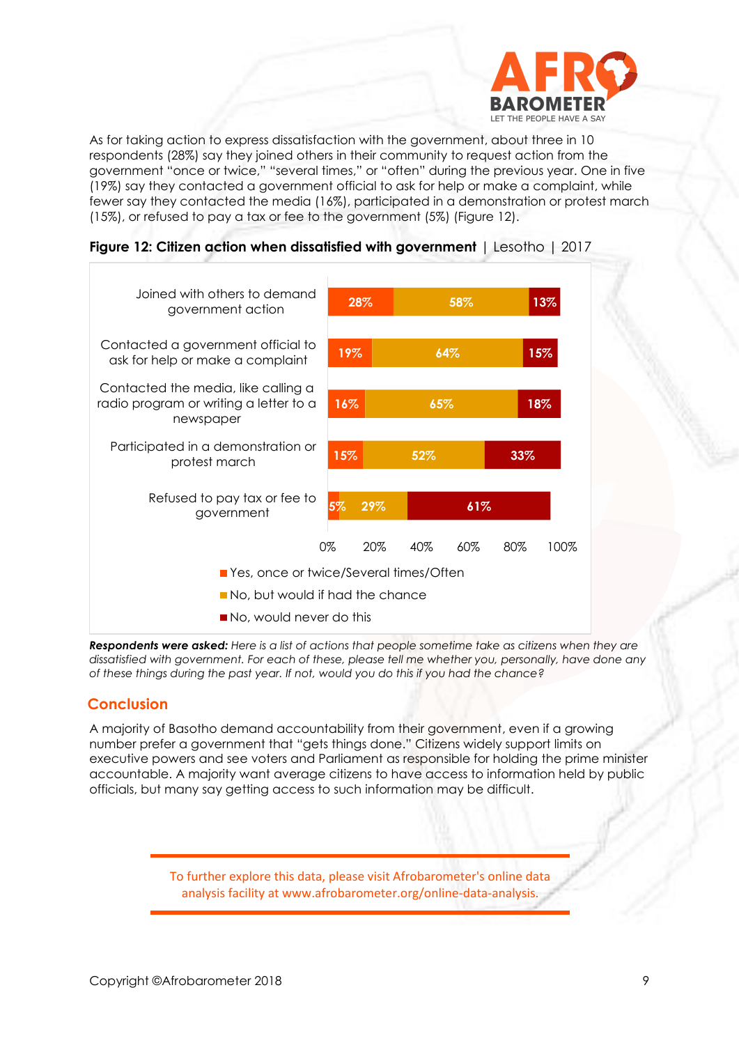As for taking action to express dissatisfaction with the government, about three in 10 respondents (28%) say they joined others in their community to request action from the government "once or twice," "several times," or "often" during the previous year. One in five (19%) say they contacted a government official to ask for help or make a complaint, while fewer say they contacted the media (16%), participated in a demonstration or protest march (15%), or refused to pay a tax or fee to the government (5%) (Figure 12).

**Figure 12: Citizen action when dissatisfied with government** | Lesotho | 2017

Joined with others to demand government action: 28% | 58% | 13%

Contacted a government official to ask for help or make a complaint: 19% | 64% | 15%

Contacted the media, like calling a radio program or writing a letter to a newspaper: 16% | 65% | 18%

Participated in a demonstration or protest march: 15% | 52% | 33%

Refused to pay tax or fee to government: 5% | 29% | 61%

0% 20% 40% 60% 80% 100%

Yes, once or twice/Several times/Often

No, but would if had the chance

No, would never do this

***Respondents were asked:*** *Here is a list of actions that people sometime take as citizens when they are dissatisfied with government. For each of these, please tell me whether you, personally, have done any of these things during the past year. If not, would you do this if you had the chance?*

## Conclusion

A majority of Basotho demand accountability from their government, even if a growing number prefer a government that "gets things done." Citizens widely support limits on executive powers and see voters and Parliament as responsible for holding the prime minister accountable. A majority want average citizens to have access to information held by public officials, but many say getting access to such information may be difficult.

To further explore this data, please visit Afrobarometer's online data analysis facility at www.afrobarometer.org/online-data-analysis.

Copyright ©Afrobarometer 2018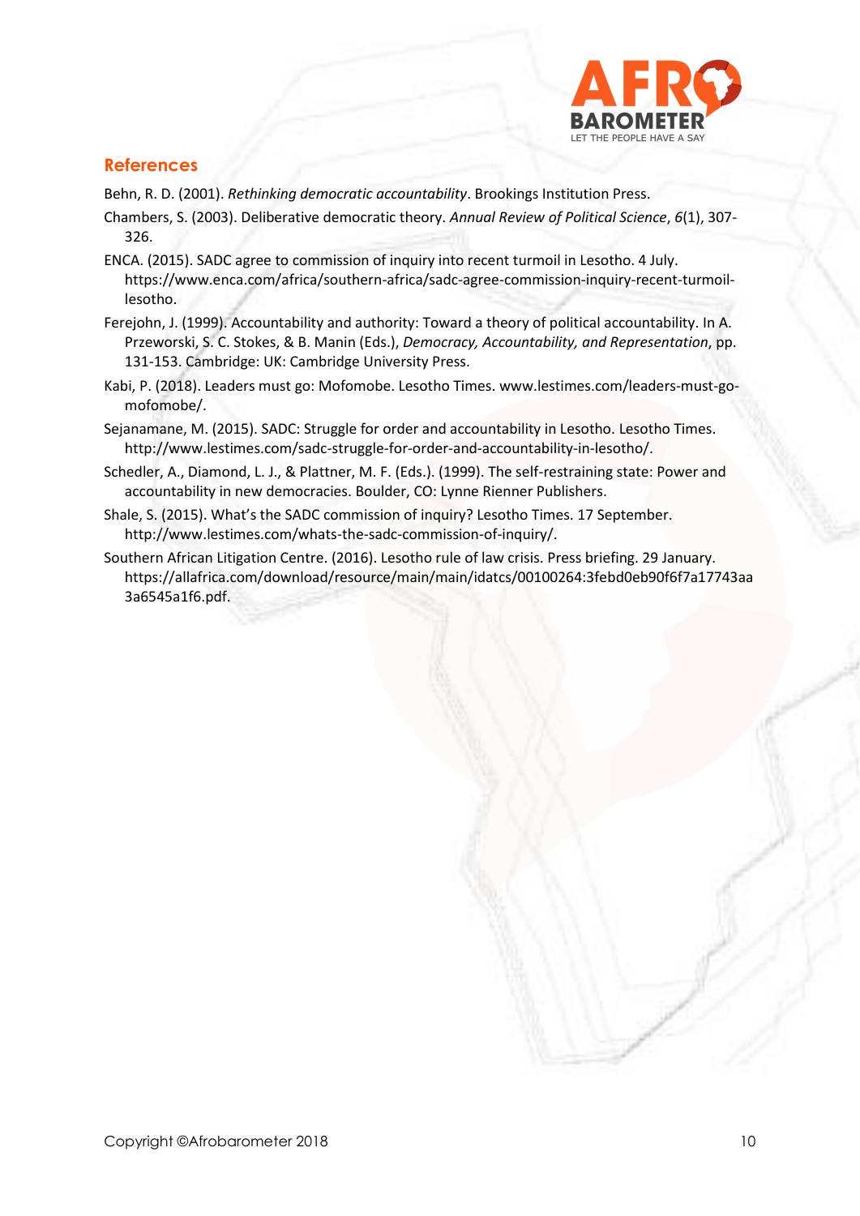## References

Behn, R. D. (2001). *Rethinking democratic accountability*. Brookings Institution Press.

Chambers, S. (2003). Deliberative democratic theory. *Annual Review of Political Science*, *6*(1), 307-326.

ENCA. (2015). SADC agree to commission of inquiry into recent turmoil in Lesotho. 4 July. https://www.enca.com/africa/southern-africa/sadc-agree-commission-inquiry-recent-turmoil-lesotho.

Ferejohn, J. (1999). Accountability and authority: Toward a theory of political accountability. In A. Przeworski, S. C. Stokes, & B. Manin (Eds.), *Democracy, Accountability, and Representation*, pp. 131-153. Cambridge: UK: Cambridge University Press.

Kabi, P. (2018). Leaders must go: Mofomobe. Lesotho Times. www.lestimes.com/leaders-must-go-mofomobe/.

Sejanamane, M. (2015). SADC: Struggle for order and accountability in Lesotho. Lesotho Times. http://www.lestimes.com/sadc-struggle-for-order-and-accountability-in-lesotho/.

Schedler, A., Diamond, L. J., & Plattner, M. F. (Eds.). (1999). The self-restraining state: Power and accountability in new democracies. Boulder, CO: Lynne Rienner Publishers.

Shale, S. (2015). What's the SADC commission of inquiry? Lesotho Times. 17 September. http://www.lestimes.com/whats-the-sadc-commission-of-inquiry/.

Southern African Litigation Centre. (2016). Lesotho rule of law crisis. Press briefing. 29 January. https://allafrica.com/download/resource/main/main/idatcs/00100264:3febd0eb90f6f7a17743aa3a6545a1f6.pdf.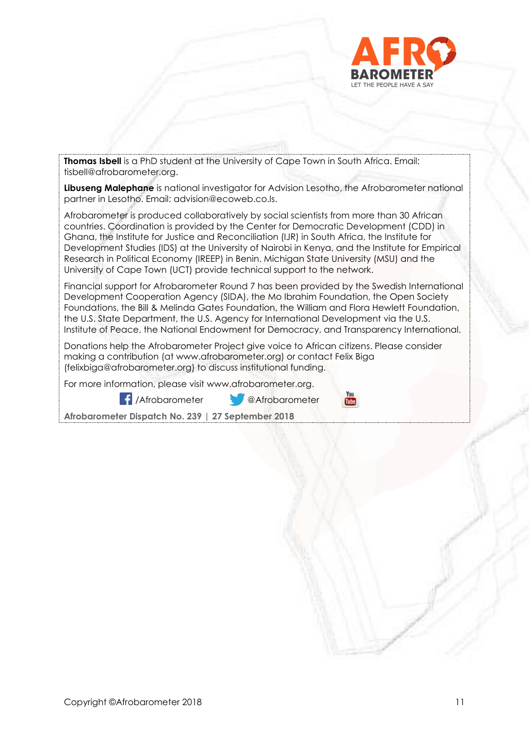**Thomas Isbell** is a PhD student at the University of Cape Town in South Africa. Email: tisbell@afrobarometer.org.

**Libuseng Malephane** is national investigator for Advision Lesotho, the Afrobarometer national partner in Lesotho. Email: advision@ecoweb.co.ls.

Afrobarometer is produced collaboratively by social scientists from more than 30 African countries. Coordination is provided by the Center for Democratic Development (CDD) in Ghana, the Institute for Justice and Reconciliation (IJR) in South Africa, the Institute for Development Studies (IDS) at the University of Nairobi in Kenya, and the Institute for Empirical Research in Political Economy (IREEP) in Benin. Michigan State University (MSU) and the University of Cape Town (UCT) provide technical support to the network.

Financial support for Afrobarometer Round 7 has been provided by the Swedish International Development Cooperation Agency (SIDA), the Mo Ibrahim Foundation, the Open Society Foundations, the Bill & Melinda Gates Foundation, the William and Flora Hewlett Foundation, the U.S. State Department, the U.S. Agency for International Development via the U.S. Institute of Peace, the National Endowment for Democracy, and Transparency International.

Donations help the Afrobarometer Project give voice to African citizens. Please consider making a contribution (at www.afrobarometer.org) or contact Felix Biga (felixbiga@afrobarometer.org) to discuss institutional funding.

For more information, please visit www.afrobarometer.org.

/Afrobarometer    @Afrobarometer

**Afrobarometer Dispatch No. 239 | 27 September 2018**

Copyright ©Afrobarometer 2018